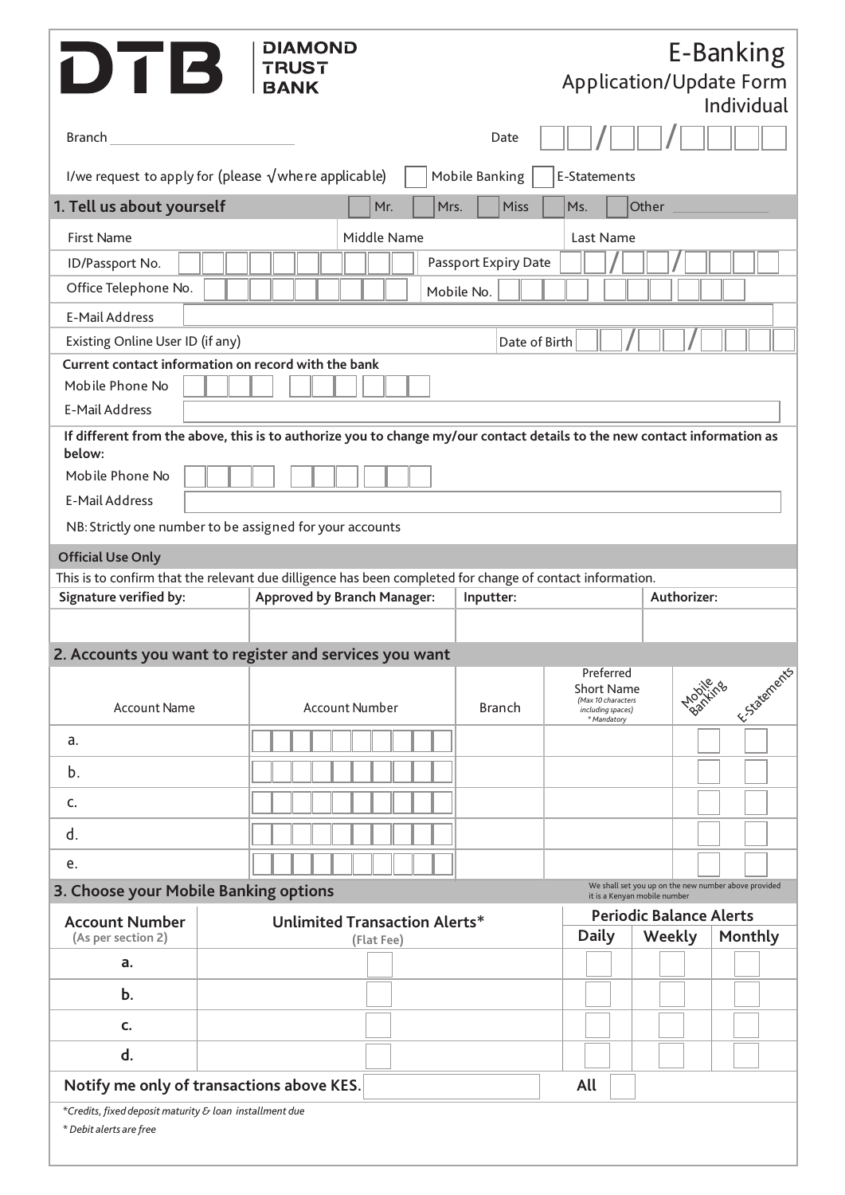# DTB | DIAMOND TRUST BANK

## E-Banking Application/Update Form Individual

Branch ______________________ Date ☐☐/☐☐/☐☐☐☐

I/we request to apply for (please √ where applicable) ☐ Mobile Banking ☐ E-Statements

## 1. Tell us about yourself ☐ Mr. ☐ Mrs. ☐ Miss ☐ Ms. ☐ Other ________

| First Name | Middle Name | Last Name |
|---|---|---|
| | | |

| | | | |
|---|---|---|---|
| ID/Passport No. | | Passport Expiry Date | ☐☐/☐☐/☐☐☐☐ |
| Office Telephone No. | | Mobile No. | |
| E-Mail Address | | | |
| Existing Online User ID (if any) | | Date of Birth | ☐☐/☐☐/☐☐☐☐ |

**Current contact information on record with the bank**

Mobile Phone No

E-Mail Address

**If different from the above, this is to authorize you to change my/our contact details to the new contact information as below:**

Mobile Phone No

E-Mail Address

NB: Strictly one number to be assigned for your accounts

**Official Use Only**

This is to confirm that the relevant due dilligence has been completed for change of contact information.

| Signature verified by: | Approved by Branch Manager: | Inputter: | Authorizer: |
|---|---|---|---|
| | | | |

## 2. Accounts you want to register and services you want

| | Account Name | Account Number | Branch | Preferred Short Name (Max 10 characters including spaces) * Mandatory | Mobile Banking | E-Statements |
|---|---|---|---|---|---|---|
| a. | | | | | ☐ | ☐ |
| b. | | | | | ☐ | ☐ |
| c. | | | | | ☐ | ☐ |
| d. | | | | | ☐ | ☐ |
| e. | | | | | ☐ | ☐ |

## 3. Choose your Mobile Banking options

We shall set you up on the new number above provided it is a Kenyan mobile number

| Account Number (As per section 2) | Unlimited Transaction Alerts* (Flat Fee) | Periodic Balance Alerts | | |
|---|---|---|---|---|
| | | Daily | Weekly | Monthly |
| a. | ☐ | ☐ | ☐ | ☐ |
| b. | ☐ | ☐ | ☐ | ☐ |
| c. | ☐ | ☐ | ☐ | ☐ |
| d. | ☐ | ☐ | ☐ | ☐ |

**Notify me only of transactions above KES.** ______________ **All** ☐

*Credits, fixed deposit maturity & loan installment due

* Debit alerts are free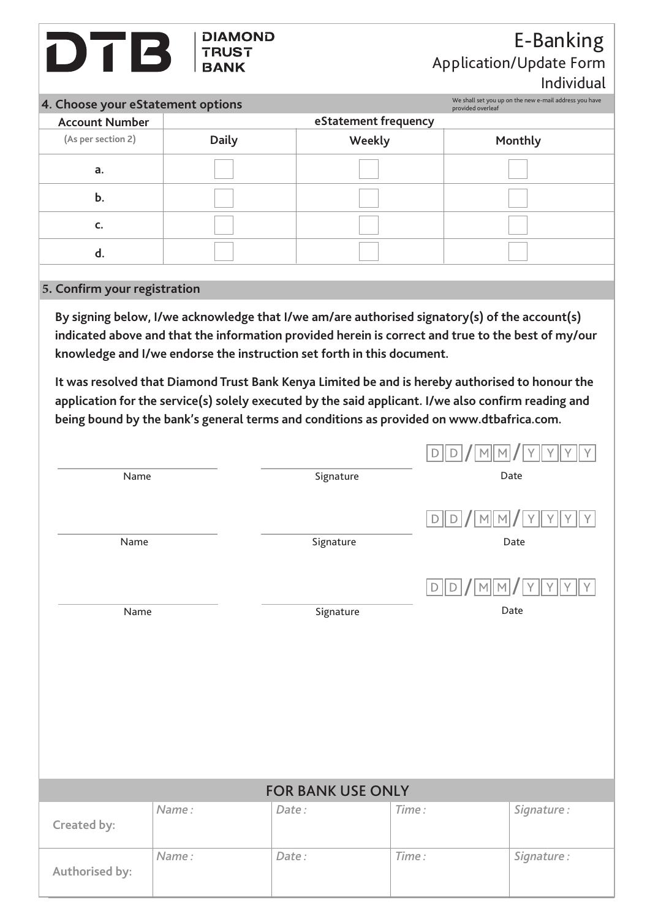**DTB** | DIAMOND TRUST BANK

# E-Banking
## Application/Update Form
### Individual

## 4. Choose your eStatement options

We shall set you up on the new e-mail address you have provided overleaf

| Account Number | eStatement frequency | | |
|---|---|---|---|
| (As per section 2) | Daily | Weekly | Monthly |
| a. | ☐ | ☐ | ☐ |
| b. | ☐ | ☐ | ☐ |
| c. | ☐ | ☐ | ☐ |
| d. | ☐ | ☐ | ☐ |

## 5. Confirm your registration

**By signing below, I/we acknowledge that I/we am/are authorised signatory(s) of the account(s) indicated above and that the information provided herein is correct and true to the best of my/our knowledge and I/we endorse the instruction set forth in this document.**

**It was resolved that Diamond Trust Bank Kenya Limited be and is hereby authorised to honour the application for the service(s) solely executed by the said applicant. I/we also confirm reading and being bound by the bank's general terms and conditions as provided on www.dtbafrica.com.**

| Name | Signature | Date |
|---|---|---|
| | | DD/MM/YYYY |
| | | DD/MM/YYYY |
| | | DD/MM/YYYY |

## FOR BANK USE ONLY

| | | | | |
|---|---|---|---|---|
| Created by: | *Name :* | *Date :* | *Time :* | *Signature :* |
| Authorised by: | *Name :* | *Date :* | *Time :* | *Signature :* |